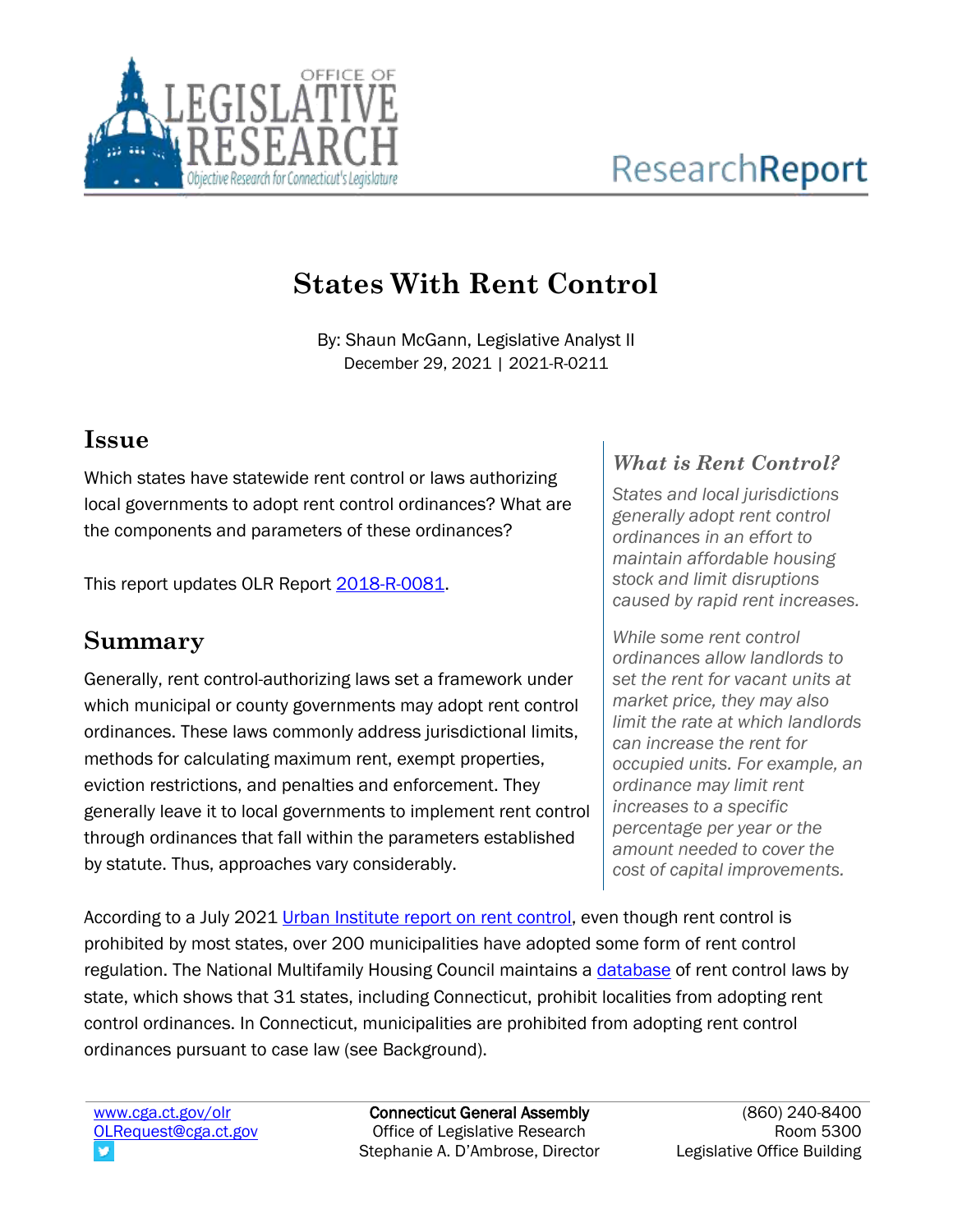# States With Rent Control

By: Shaun McGann, Legislative Analyst II
December 29, 2021 | 2021-R-0211

## Issue

Which states have statewide rent control or laws authorizing local governments to adopt rent control ordinances? What are the components and parameters of these ordinances?

This report updates OLR Report [2018-R-0081](2018-R-0081).

### *What is Rent Control?*

*States and local jurisdictions generally adopt rent control ordinances in an effort to maintain affordable housing stock and limit disruptions caused by rapid rent increases.*

*While some rent control ordinances allow landlords to set the rent for vacant units at market price, they may also limit the rate at which landlords can increase the rent for occupied units. For example, an ordinance may limit rent increases to a specific percentage per year or the amount needed to cover the cost of capital improvements.*

## Summary

Generally, rent control-authorizing laws set a framework under which municipal or county governments may adopt rent control ordinances. These laws commonly address jurisdictional limits, methods for calculating maximum rent, exempt properties, eviction restrictions, and penalties and enforcement. They generally leave it to local governments to implement rent control through ordinances that fall within the parameters established by statute. Thus, approaches vary considerably.

According to a July 2021 Urban Institute report on rent control, even though rent control is prohibited by most states, over 200 municipalities have adopted some form of rent control regulation. The National Multifamily Housing Council maintains a database of rent control laws by state, which shows that 31 states, including Connecticut, prohibit localities from adopting rent control ordinances. In Connecticut, municipalities are prohibited from adopting rent control ordinances pursuant to case law (see Background).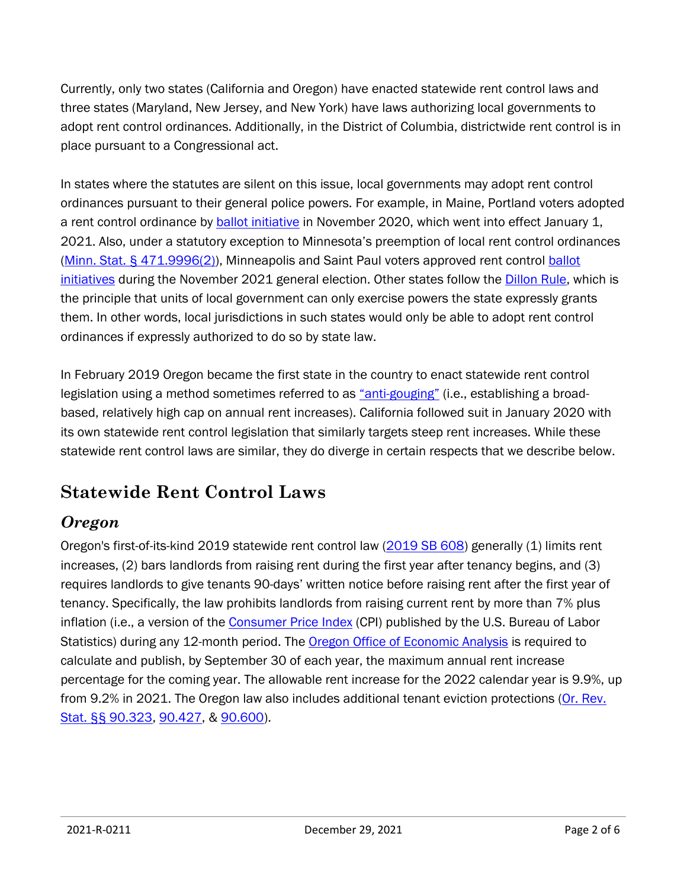Currently, only two states (California and Oregon) have enacted statewide rent control laws and three states (Maryland, New Jersey, and New York) have laws authorizing local governments to adopt rent control ordinances. Additionally, in the District of Columbia, districtwide rent control is in place pursuant to a Congressional act.

In states where the statutes are silent on this issue, local governments may adopt rent control ordinances pursuant to their general police powers. For example, in Maine, Portland voters adopted a rent control ordinance by ballot initiative in November 2020, which went into effect January 1, 2021. Also, under a statutory exception to Minnesota's preemption of local rent control ordinances (Minn. Stat. § 471.9996(2)), Minneapolis and Saint Paul voters approved rent control ballot initiatives during the November 2021 general election. Other states follow the Dillon Rule, which is the principle that units of local government can only exercise powers the state expressly grants them. In other words, local jurisdictions in such states would only be able to adopt rent control ordinances if expressly authorized to do so by state law.

In February 2019 Oregon became the first state in the country to enact statewide rent control legislation using a method sometimes referred to as "anti-gouging" (i.e., establishing a broad-based, relatively high cap on annual rent increases). California followed suit in January 2020 with its own statewide rent control legislation that similarly targets steep rent increases. While these statewide rent control laws are similar, they do diverge in certain respects that we describe below.

## Statewide Rent Control Laws

### *Oregon*

Oregon's first-of-its-kind 2019 statewide rent control law (2019 SB 608) generally (1) limits rent increases, (2) bars landlords from raising rent during the first year after tenancy begins, and (3) requires landlords to give tenants 90-days' written notice before raising rent after the first year of tenancy. Specifically, the law prohibits landlords from raising current rent by more than 7% plus inflation (i.e., a version of the Consumer Price Index (CPI) published by the U.S. Bureau of Labor Statistics) during any 12-month period. The Oregon Office of Economic Analysis is required to calculate and publish, by September 30 of each year, the maximum annual rent increase percentage for the coming year. The allowable rent increase for the 2022 calendar year is 9.9%, up from 9.2% in 2021. The Oregon law also includes additional tenant eviction protections (Or. Rev. Stat. §§ 90.323, 90.427, & 90.600).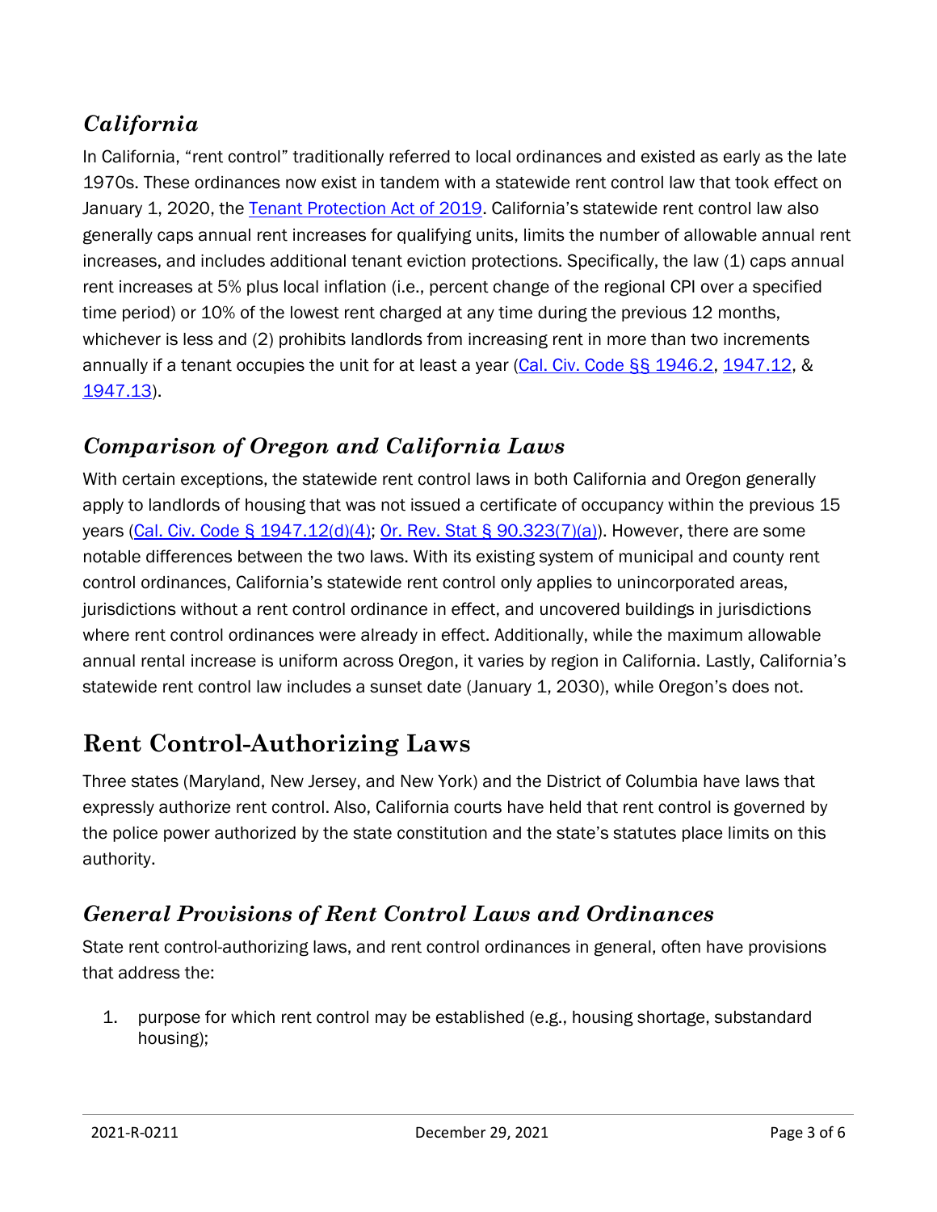### *California*

In California, "rent control" traditionally referred to local ordinances and existed as early as the late 1970s. These ordinances now exist in tandem with a statewide rent control law that took effect on January 1, 2020, the [Tenant Protection Act of 2019](). California's statewide rent control law also generally caps annual rent increases for qualifying units, limits the number of allowable annual rent increases, and includes additional tenant eviction protections. Specifically, the law (1) caps annual rent increases at 5% plus local inflation (i.e., percent change of the regional CPI over a specified time period) or 10% of the lowest rent charged at any time during the previous 12 months, whichever is less and (2) prohibits landlords from increasing rent in more than two increments annually if a tenant occupies the unit for at least a year ([Cal. Civ. Code §§ 1946.2](), [1947.12](), & [1947.13]()).

### *Comparison of Oregon and California Laws*

With certain exceptions, the statewide rent control laws in both California and Oregon generally apply to landlords of housing that was not issued a certificate of occupancy within the previous 15 years ([Cal. Civ. Code § 1947.12(d)(4)](); [Or. Rev. Stat § 90.323(7)(a)]()). However, there are some notable differences between the two laws. With its existing system of municipal and county rent control ordinances, California's statewide rent control only applies to unincorporated areas, jurisdictions without a rent control ordinance in effect, and uncovered buildings in jurisdictions where rent control ordinances were already in effect. Additionally, while the maximum allowable annual rental increase is uniform across Oregon, it varies by region in California. Lastly, California's statewide rent control law includes a sunset date (January 1, 2030), while Oregon's does not.

## Rent Control-Authorizing Laws

Three states (Maryland, New Jersey, and New York) and the District of Columbia have laws that expressly authorize rent control. Also, California courts have held that rent control is governed by the police power authorized by the state constitution and the state's statutes place limits on this authority.

### *General Provisions of Rent Control Laws and Ordinances*

State rent control-authorizing laws, and rent control ordinances in general, often have provisions that address the:

1. purpose for which rent control may be established (e.g., housing shortage, substandard housing);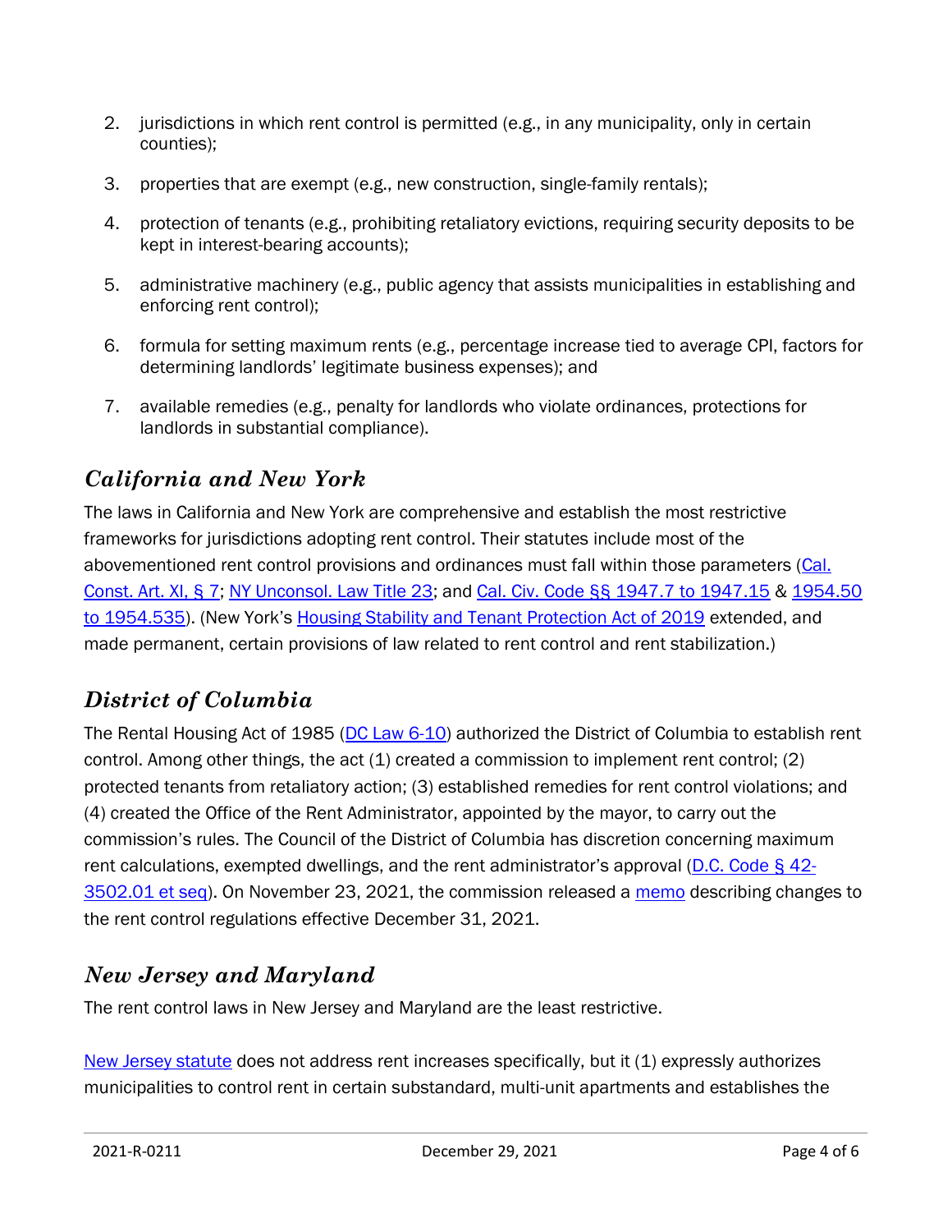2. jurisdictions in which rent control is permitted (e.g., in any municipality, only in certain counties);
3. properties that are exempt (e.g., new construction, single-family rentals);
4. protection of tenants (e.g., prohibiting retaliatory evictions, requiring security deposits to be kept in interest-bearing accounts);
5. administrative machinery (e.g., public agency that assists municipalities in establishing and enforcing rent control);
6. formula for setting maximum rents (e.g., percentage increase tied to average CPI, factors for determining landlords' legitimate business expenses); and
7. available remedies (e.g., penalty for landlords who violate ordinances, protections for landlords in substantial compliance).

## *California and New York*

The laws in California and New York are comprehensive and establish the most restrictive frameworks for jurisdictions adopting rent control. Their statutes include most of the abovementioned rent control provisions and ordinances must fall within those parameters (Cal. Const. Art. XI, § 7; NY Unconsol. Law Title 23; and Cal. Civ. Code §§ 1947.7 to 1947.15 & 1954.50 to 1954.535). (New York's Housing Stability and Tenant Protection Act of 2019 extended, and made permanent, certain provisions of law related to rent control and rent stabilization.)

## *District of Columbia*

The Rental Housing Act of 1985 (DC Law 6-10) authorized the District of Columbia to establish rent control. Among other things, the act (1) created a commission to implement rent control; (2) protected tenants from retaliatory action; (3) established remedies for rent control violations; and (4) created the Office of the Rent Administrator, appointed by the mayor, to carry out the commission's rules. The Council of the District of Columbia has discretion concerning maximum rent calculations, exempted dwellings, and the rent administrator's approval (D.C. Code § 42-3502.01 et seq). On November 23, 2021, the commission released a memo describing changes to the rent control regulations effective December 31, 2021.

## *New Jersey and Maryland*

The rent control laws in New Jersey and Maryland are the least restrictive.

New Jersey statute does not address rent increases specifically, but it (1) expressly authorizes municipalities to control rent in certain substandard, multi-unit apartments and establishes the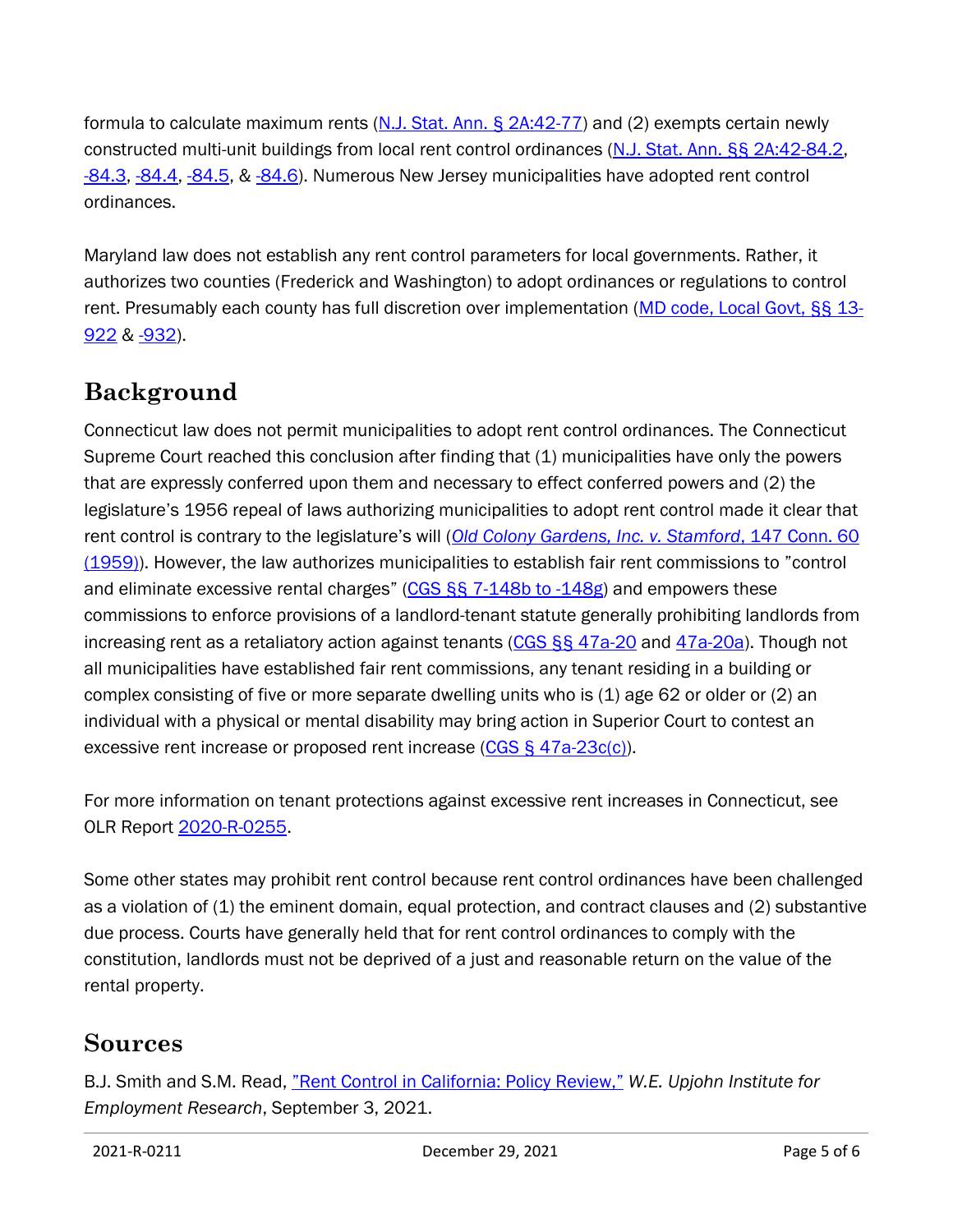formula to calculate maximum rents (N.J. Stat. Ann. § 2A:42-77) and (2) exempts certain newly constructed multi-unit buildings from local rent control ordinances (N.J. Stat. Ann. §§ 2A:42-84.2, -84.3, -84.4, -84.5, & -84.6). Numerous New Jersey municipalities have adopted rent control ordinances.

Maryland law does not establish any rent control parameters for local governments. Rather, it authorizes two counties (Frederick and Washington) to adopt ordinances or regulations to control rent. Presumably each county has full discretion over implementation (MD code, Local Govt, §§ 13-922 & -932).

## Background

Connecticut law does not permit municipalities to adopt rent control ordinances. The Connecticut Supreme Court reached this conclusion after finding that (1) municipalities have only the powers that are expressly conferred upon them and necessary to effect conferred powers and (2) the legislature's 1956 repeal of laws authorizing municipalities to adopt rent control made it clear that rent control is contrary to the legislature's will (*Old Colony Gardens, Inc. v. Stamford*, 147 Conn. 60 (1959)). However, the law authorizes municipalities to establish fair rent commissions to "control and eliminate excessive rental charges" (CGS §§ 7-148b to -148g) and empowers these commissions to enforce provisions of a landlord-tenant statute generally prohibiting landlords from increasing rent as a retaliatory action against tenants (CGS §§ 47a-20 and 47a-20a). Though not all municipalities have established fair rent commissions, any tenant residing in a building or complex consisting of five or more separate dwelling units who is (1) age 62 or older or (2) an individual with a physical or mental disability may bring action in Superior Court to contest an excessive rent increase or proposed rent increase (CGS § 47a-23c(c)).

For more information on tenant protections against excessive rent increases in Connecticut, see OLR Report 2020-R-0255.

Some other states may prohibit rent control because rent control ordinances have been challenged as a violation of (1) the eminent domain, equal protection, and contract clauses and (2) substantive due process. Courts have generally held that for rent control ordinances to comply with the constitution, landlords must not be deprived of a just and reasonable return on the value of the rental property.

## Sources

B.J. Smith and S.M. Read, "Rent Control in California: Policy Review," *W.E. Upjohn Institute for Employment Research*, September 3, 2021.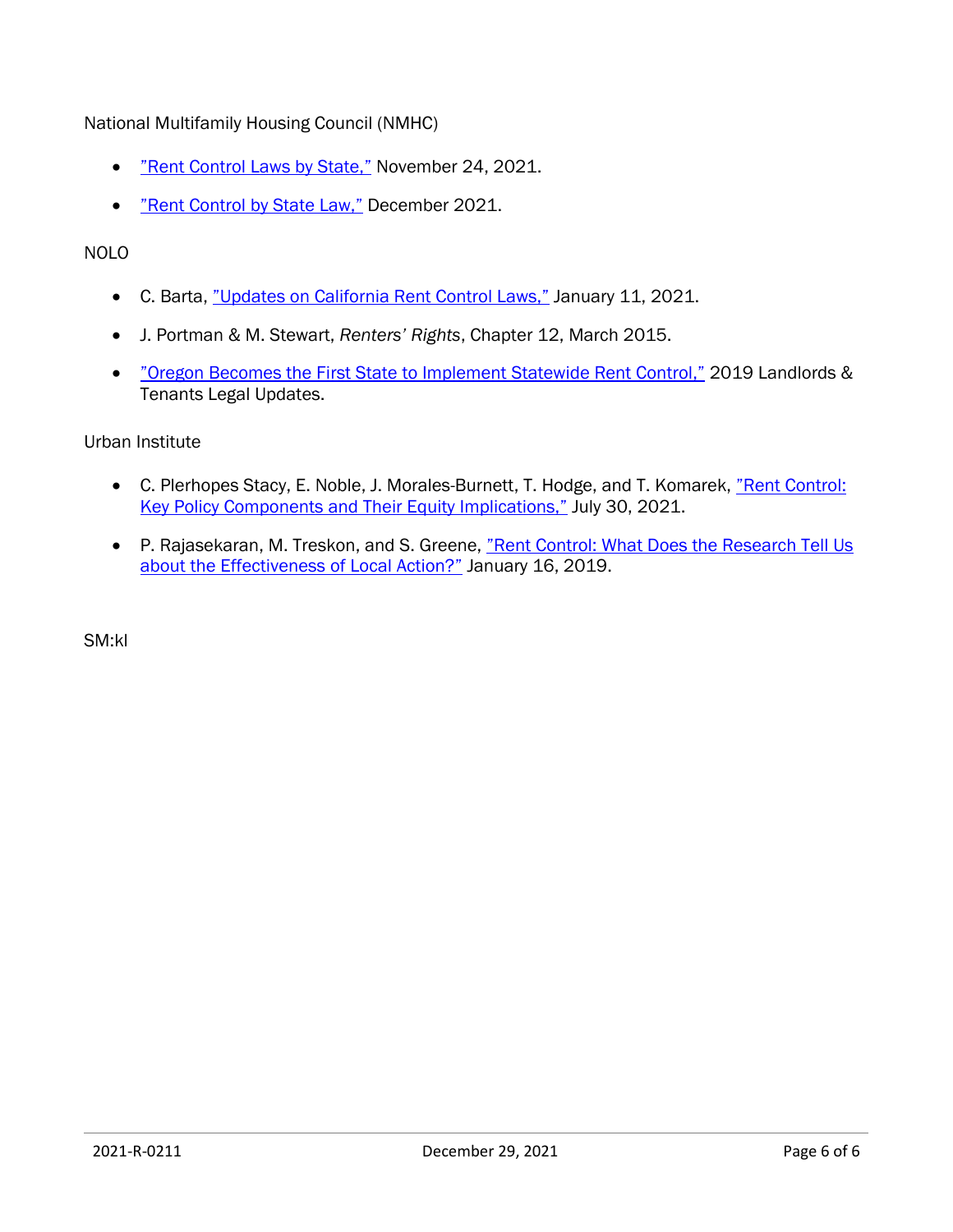National Multifamily Housing Council (NMHC)

- "Rent Control Laws by State," November 24, 2021.
- "Rent Control by State Law," December 2021.

NOLO

- C. Barta, "Updates on California Rent Control Laws," January 11, 2021.
- J. Portman & M. Stewart, *Renters' Rights*, Chapter 12, March 2015.
- "Oregon Becomes the First State to Implement Statewide Rent Control," 2019 Landlords & Tenants Legal Updates.

Urban Institute

- C. Plerhopes Stacy, E. Noble, J. Morales-Burnett, T. Hodge, and T. Komarek, "Rent Control: Key Policy Components and Their Equity Implications," July 30, 2021.
- P. Rajasekaran, M. Treskon, and S. Greene, "Rent Control: What Does the Research Tell Us about the Effectiveness of Local Action?" January 16, 2019.

SM:kl